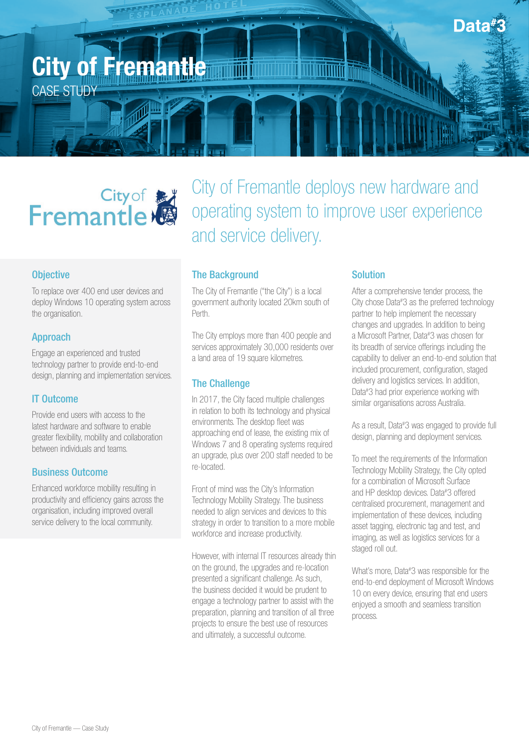# City of Fremantle

CASE STUDY

## City of Fremantle deploys new hardware and operating system to improve user experience and service delivery.

### Objective

To replace over 400 end user devices and deploy Windows 10 operating system across the organisation.

### Approach

Engage an experienced and trusted technology partner to provide end-to-end design, planning and implementation services.

### IT Outcome

Provide end users with access to the latest hardware and software to enable greater flexibility, mobility and collaboration between individuals and teams.

### Business Outcome

Enhanced workforce mobility resulting in productivity and efficiency gains across the organisation, including improved overall service delivery to the local community.

### The Background

The City of Fremantle ("the City") is a local government authority located 20km south of Perth.

The City employs more than 400 people and services approximately 30,000 residents over a land area of 19 square kilometres.

### The Challenge

In 2017, the City faced multiple challenges in relation to both its technology and physical environments. The desktop fleet was approaching end of lease, the existing mix of Windows 7 and 8 operating systems required an upgrade, plus over 200 staff needed to be re-located.

Front of mind was the City's Information Technology Mobility Strategy. The business needed to align services and devices to this strategy in order to transition to a more mobile workforce and increase productivity.

However, with internal IT resources already thin on the ground, the upgrades and re-location presented a significant challenge. As such, the business decided it would be prudent to engage a technology partner to assist with the preparation, planning and transition of all three projects to ensure the best use of resources and ultimately, a successful outcome.

### Solution

After a comprehensive tender process, the City chose Data#3 as the preferred technology partner to help implement the necessary changes and upgrades. In addition to being a Microsoft Partner, Data#3 was chosen for its breadth of service offerings including the capability to deliver an end-to-end solution that included procurement, configuration, staged delivery and logistics services. In addition, Data#3 had prior experience working with similar organisations across Australia.

As a result, Data#3 was engaged to provide full design, planning and deployment services.

To meet the requirements of the Information Technology Mobility Strategy, the City opted for a combination of Microsoft Surface and HP desktop devices. Data#3 offered centralised procurement, management and implementation of these devices, including asset tagging, electronic tag and test, and imaging, as well as logistics services for a staged roll out.

What's more, Data#3 was responsible for the end-to-end deployment of Microsoft Windows 10 on every device, ensuring that end users enjoyed a smooth and seamless transition process.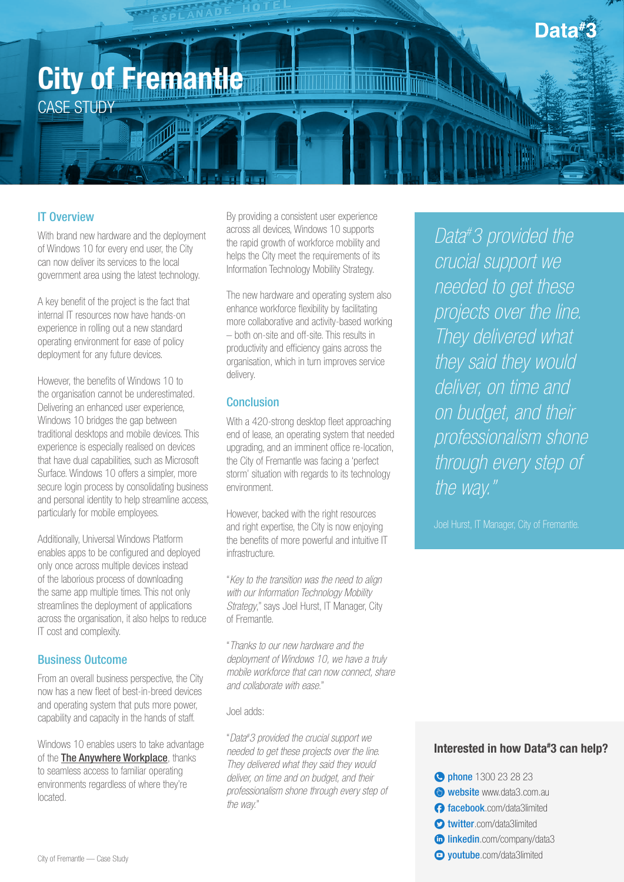# City of Fremantle

CASE STUDY

## IT Overview

With brand new hardware and the deployment of Windows 10 for every end user, the City can now deliver its services to the local government area using the latest technology.

A key benefit of the project is the fact that internal IT resources now have hands-on experience in rolling out a new standard operating environment for ease of policy deployment for any future devices.

However, the benefits of Windows 10 to the organisation cannot be underestimated. Delivering an enhanced user experience, Windows 10 bridges the gap between traditional desktops and mobile devices. This experience is especially realised on devices that have dual capabilities, such as Microsoft Surface. Windows 10 offers a simpler, more secure login process by consolidating business and personal identity to help streamline access, particularly for mobile employees.

Additionally, Universal Windows Platform enables apps to be configured and deployed only once across multiple devices instead of the laborious process of downloading the same app multiple times. This not only streamlines the deployment of applications across the organisation, it also helps to reduce IT cost and complexity.

## Business Outcome

From an overall business perspective, the City now has a new fleet of best-in-breed devices and operating system that puts more power, capability and capacity in the hands of staff.

Windows 10 enables users to take advantage of the **The Anywhere Workplace**, thanks to seamless access to familiar operating environments regardless of where they're located.

By providing a consistent user experience across all devices, Windows 10 supports the rapid growth of workforce mobility and helps the City meet the requirements of its Information Technology Mobility Strategy.

The new hardware and operating system also enhance workforce flexibility by facilitating more collaborative and activity-based working – both on-site and off-site. This results in productivity and efficiency gains across the organisation, which in turn improves service delivery.

## Conclusion

With a 420-strong desktop fleet approaching end of lease, an operating system that needed upgrading, and an imminent office re-location, the City of Fremantle was facing a 'perfect storm' situation with regards to its technology environment.

However, backed with the right resources and right expertise, the City is now enjoying the benefits of more powerful and intuitive IT infrastructure.

"*Key to the transition was the need to align with our Information Technology Mobility Strategy,*" says Joel Hurst, IT Manager, City of Fremantle.

"*Thanks to our new hardware and the deployment of Windows 10, we have a truly mobile workforce that can now connect, share and collaborate with ease.*"

Joel adds:

"*Data#3 provided the crucial support we needed to get these projects over the line. They delivered what they said they would deliver, on time and on budget, and their professionalism shone through every step of the way.*"

> *Data#3 provided the crucial support we needed to get these projects over the line. They delivered what they said they would deliver, on time and on budget, and their professionalism shone through every step of the way."*
>
> Joel Hurst, IT Manager, City of Fremantle.

### Interested in how Data#3 can help?

- **phone** 1300 23 28 23
- **website** www.data3.com.au
- **facebook**.com/data3limited
- **twitter**.com/data3limited
- **linkedin**.com/company/data3
- **youtube**.com/data3limited